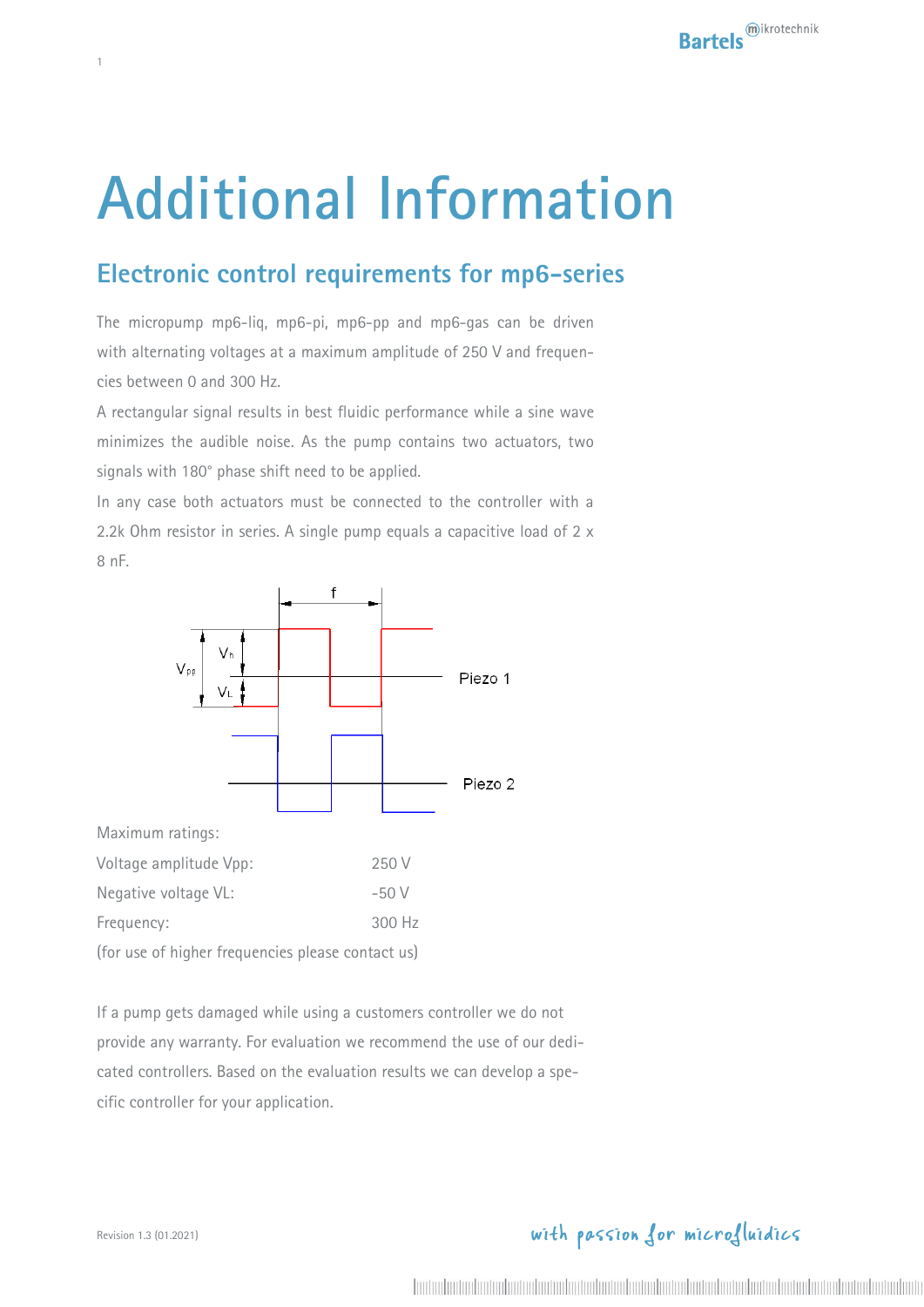# Additional Information

## Electronic control requirements for mp6-series

The micropump mp6-liq, mp6-pi, mp6-pp and mp6-gas can be driven with alternating voltages at a maximum amplitude of 250 V and frequencies between 0 and 300 Hz.

A rectangular signal results in best fluidic performance while a sine wave minimizes the audible noise. As the pump contains two actuators, two signals with 180° phase shift need to be applied.

In any case both actuators must be connected to the controller with a 2.2k Ohm resistor in series. A single pump equals a capacitive load of 2 x 8 nF.

Maximum ratings:

| | |
|---|---|
| Voltage amplitude Vpp: | 250 V |
| Negative voltage VL: | -50 V |
| Frequency: | 300 Hz |

(for use of higher frequencies please contact us)

If a pump gets damaged while using a customers controller we do not provide any warranty. For evaluation we recommend the use of our dedicated controllers. Based on the evaluation results we can develop a specific controller for your application.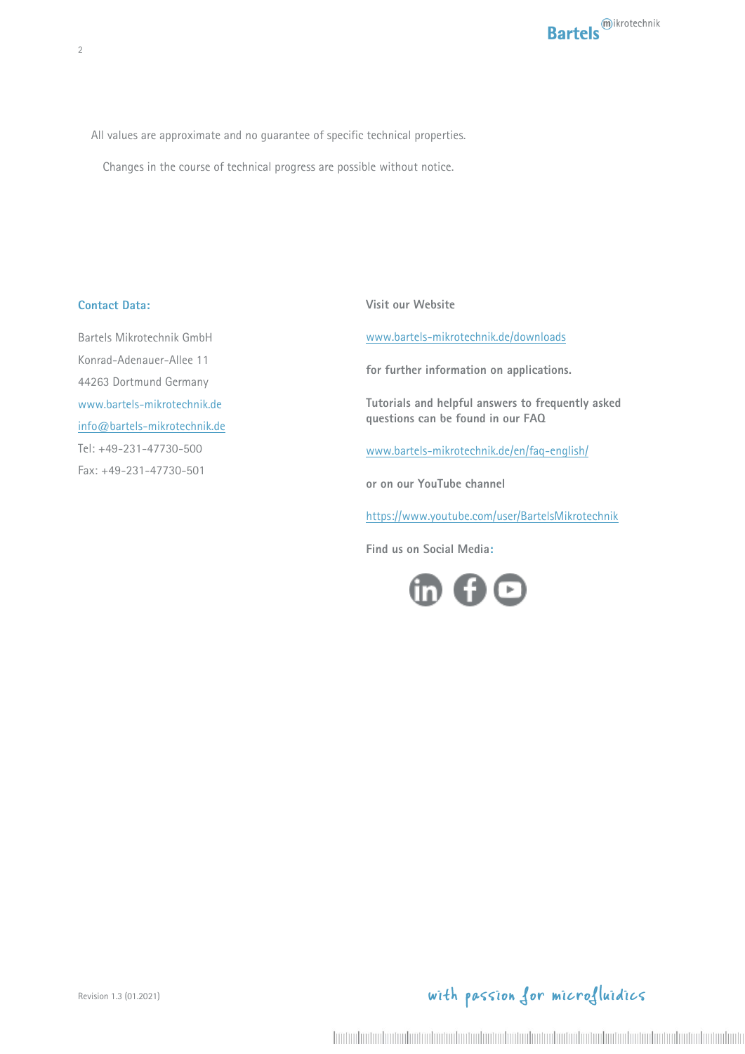All values are approximate and no guarantee of specific technical properties.

Changes in the course of technical progress are possible without notice.

**Contact Data:**

Bartels Mikrotechnik GmbH

Konrad-Adenauer-Allee 11

44263 Dortmund Germany

www.bartels-mikrotechnik.de

info@bartels-mikrotechnik.de

Tel: +49-231-47730-500

Fax: +49-231-47730-501

**Visit our Website**

www.bartels-mikrotechnik.de/downloads

**for further information on applications.**

**Tutorials and helpful answers to frequently asked questions can be found in our FAQ**

www.bartels-mikrotechnik.de/en/faq-english/

**or on our YouTube channel**

https://www.youtube.com/user/BartelsMikrotechnik

**Find us on Social Media:**

Revision 1.3 (01.2021)

with passion for microfluidics